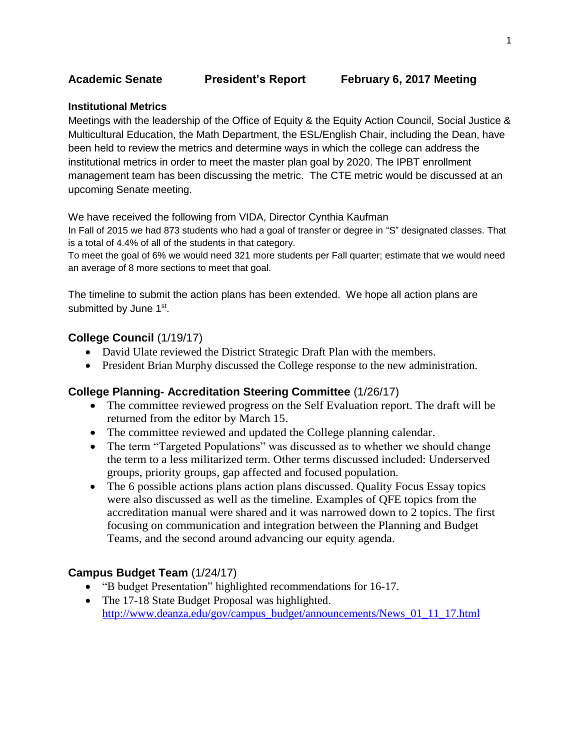# Academic Senate      President's Report      February 6, 2017 Meeting

**Institutional Metrics**

Meetings with the leadership of the Office of Equity & the Equity Action Council, Social Justice & Multicultural Education, the Math Department, the ESL/English Chair, including the Dean, have been held to review the metrics and determine ways in which the college can address the institutional metrics in order to meet the master plan goal by 2020. The IPBT enrollment management team has been discussing the metric. The CTE metric would be discussed at an upcoming Senate meeting.

We have received the following from VIDA, Director Cynthia Kaufman

In Fall of 2015 we had 873 students who had a goal of transfer or degree in "S" designated classes. That is a total of 4.4% of all of the students in that category.

To meet the goal of 6% we would need 321 more students per Fall quarter; estimate that we would need an average of 8 more sections to meet that goal.

The timeline to submit the action plans has been extended. We hope all action plans are submitted by June 1st.

## College Council (1/19/17)

- David Ulate reviewed the District Strategic Draft Plan with the members.
- President Brian Murphy discussed the College response to the new administration.

## College Planning- Accreditation Steering Committee (1/26/17)

- The committee reviewed progress on the Self Evaluation report. The draft will be returned from the editor by March 15.
- The committee reviewed and updated the College planning calendar.
- The term "Targeted Populations" was discussed as to whether we should change the term to a less militarized term. Other terms discussed included: Underserved groups, priority groups, gap affected and focused population.
- The 6 possible actions plans action plans discussed. Quality Focus Essay topics were also discussed as well as the timeline. Examples of QFE topics from the accreditation manual were shared and it was narrowed down to 2 topics. The first focusing on communication and integration between the Planning and Budget Teams, and the second around advancing our equity agenda.

## Campus Budget Team (1/24/17)

- "B budget Presentation" highlighted recommendations for 16-17.
- The 17-18 State Budget Proposal was highlighted. http://www.deanza.edu/gov/campus_budget/announcements/News_01_11_17.html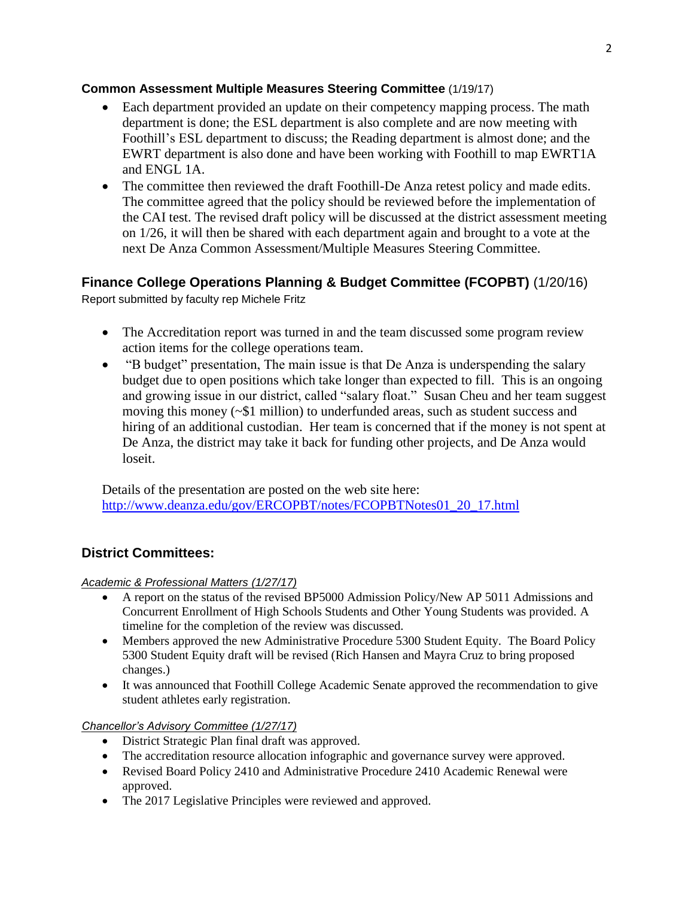**Common Assessment Multiple Measures Steering Committee** (1/19/17)

- Each department provided an update on their competency mapping process. The math department is done; the ESL department is also complete and are now meeting with Foothill's ESL department to discuss; the Reading department is almost done; and the EWRT department is also done and have been working with Foothill to map EWRT1A and ENGL 1A.
- The committee then reviewed the draft Foothill-De Anza retest policy and made edits. The committee agreed that the policy should be reviewed before the implementation of the CAI test. The revised draft policy will be discussed at the district assessment meeting on 1/26, it will then be shared with each department again and brought to a vote at the next De Anza Common Assessment/Multiple Measures Steering Committee.

### **Finance College Operations Planning & Budget Committee (FCOPBT)** (1/20/16)

Report submitted by faculty rep Michele Fritz

- The Accreditation report was turned in and the team discussed some program review action items for the college operations team.
- "B budget" presentation, The main issue is that De Anza is underspending the salary budget due to open positions which take longer than expected to fill. This is an ongoing and growing issue in our district, called "salary float." Susan Cheu and her team suggest moving this money (~$1 million) to underfunded areas, such as student success and hiring of an additional custodian. Her team is concerned that if the money is not spent at De Anza, the district may take it back for funding other projects, and De Anza would loseit.

Details of the presentation are posted on the web site here: http://www.deanza.edu/gov/ERCOPBT/notes/FCOPBTNotes01_20_17.html

## **District Committees:**

*Academic & Professional Matters (1/27/17)*

- A report on the status of the revised BP5000 Admission Policy/New AP 5011 Admissions and Concurrent Enrollment of High Schools Students and Other Young Students was provided. A timeline for the completion of the review was discussed.
- Members approved the new Administrative Procedure 5300 Student Equity. The Board Policy 5300 Student Equity draft will be revised (Rich Hansen and Mayra Cruz to bring proposed changes.)
- It was announced that Foothill College Academic Senate approved the recommendation to give student athletes early registration.

*Chancellor's Advisory Committee (1/27/17)*

- District Strategic Plan final draft was approved.
- The accreditation resource allocation infographic and governance survey were approved.
- Revised Board Policy 2410 and Administrative Procedure 2410 Academic Renewal were approved.
- The 2017 Legislative Principles were reviewed and approved.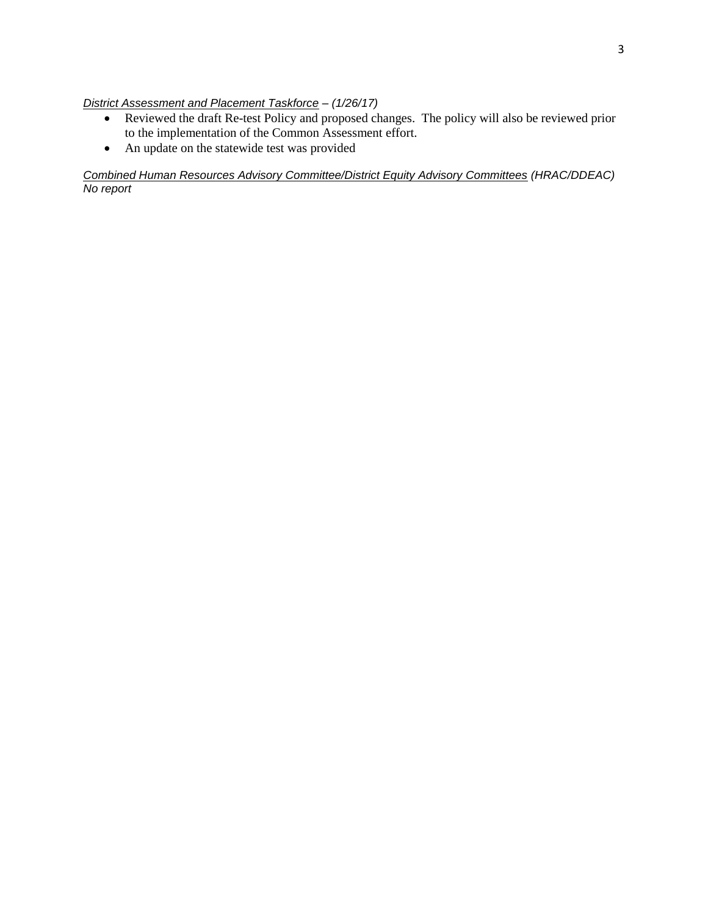*<u>District Assessment and Placement Taskforce</u> – (1/26/17)*

- Reviewed the draft Re-test Policy and proposed changes. The policy will also be reviewed prior to the implementation of the Common Assessment effort.
- An update on the statewide test was provided

*<u>Combined Human Resources Advisory Committee/District Equity Advisory Committees</u> (HRAC/DDEAC)*
*No report*